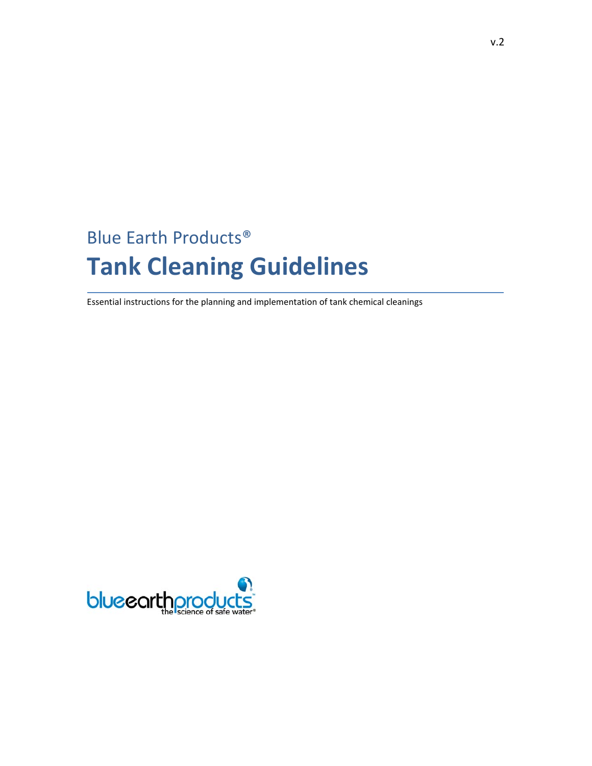v.2

Blue Earth Products®

# Tank Cleaning Guidelines

Essential instructions for the planning and implementation of tank chemical cleanings

blueearthproducts
the science of safe water®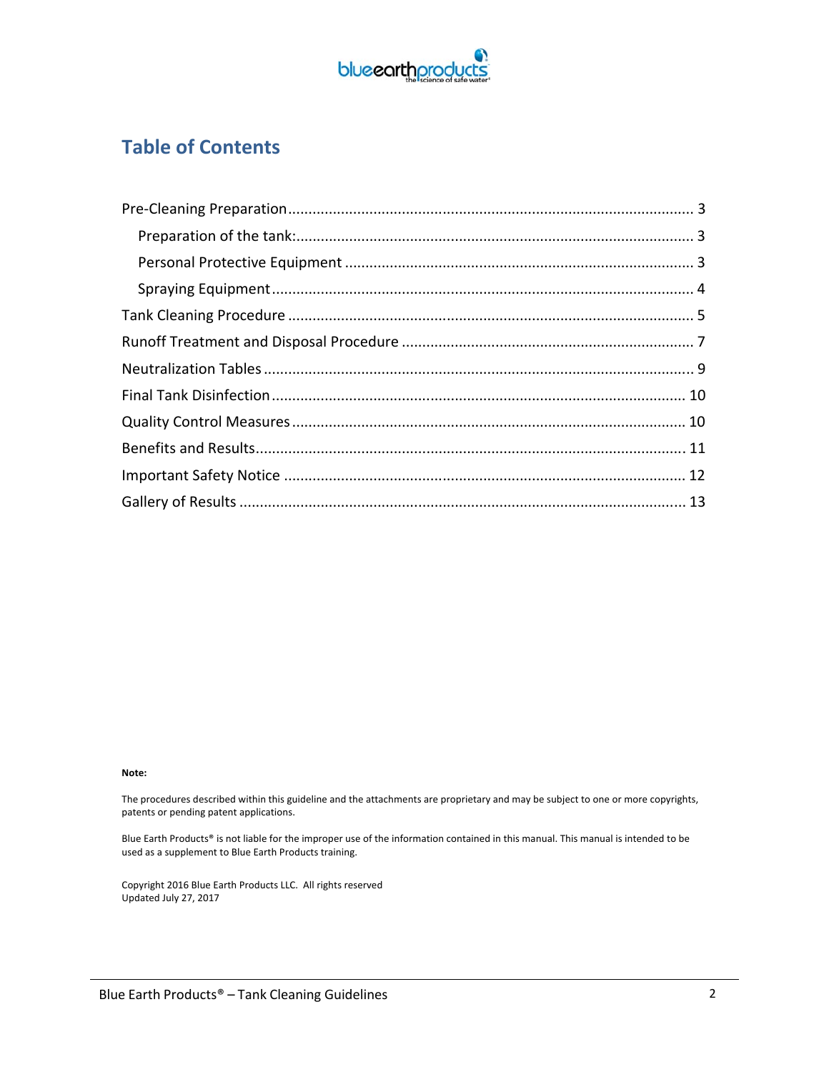## Table of Contents

- Pre-Cleaning Preparation .......... 3
  - Preparation of the tank: .......... 3
  - Personal Protective Equipment .......... 3
  - Spraying Equipment .......... 4
- Tank Cleaning Procedure .......... 5
- Runoff Treatment and Disposal Procedure .......... 7
- Neutralization Tables .......... 9
- Final Tank Disinfection .......... 10
- Quality Control Measures .......... 10
- Benefits and Results .......... 11
- Important Safety Notice .......... 12
- Gallery of Results .......... 13

**Note:**

The procedures described within this guideline and the attachments are proprietary and may be subject to one or more copyrights, patents or pending patent applications.

Blue Earth Products® is not liable for the improper use of the information contained in this manual. This manual is intended to be used as a supplement to Blue Earth Products training.

Copyright 2016 Blue Earth Products LLC. All rights reserved
Updated July 27, 2017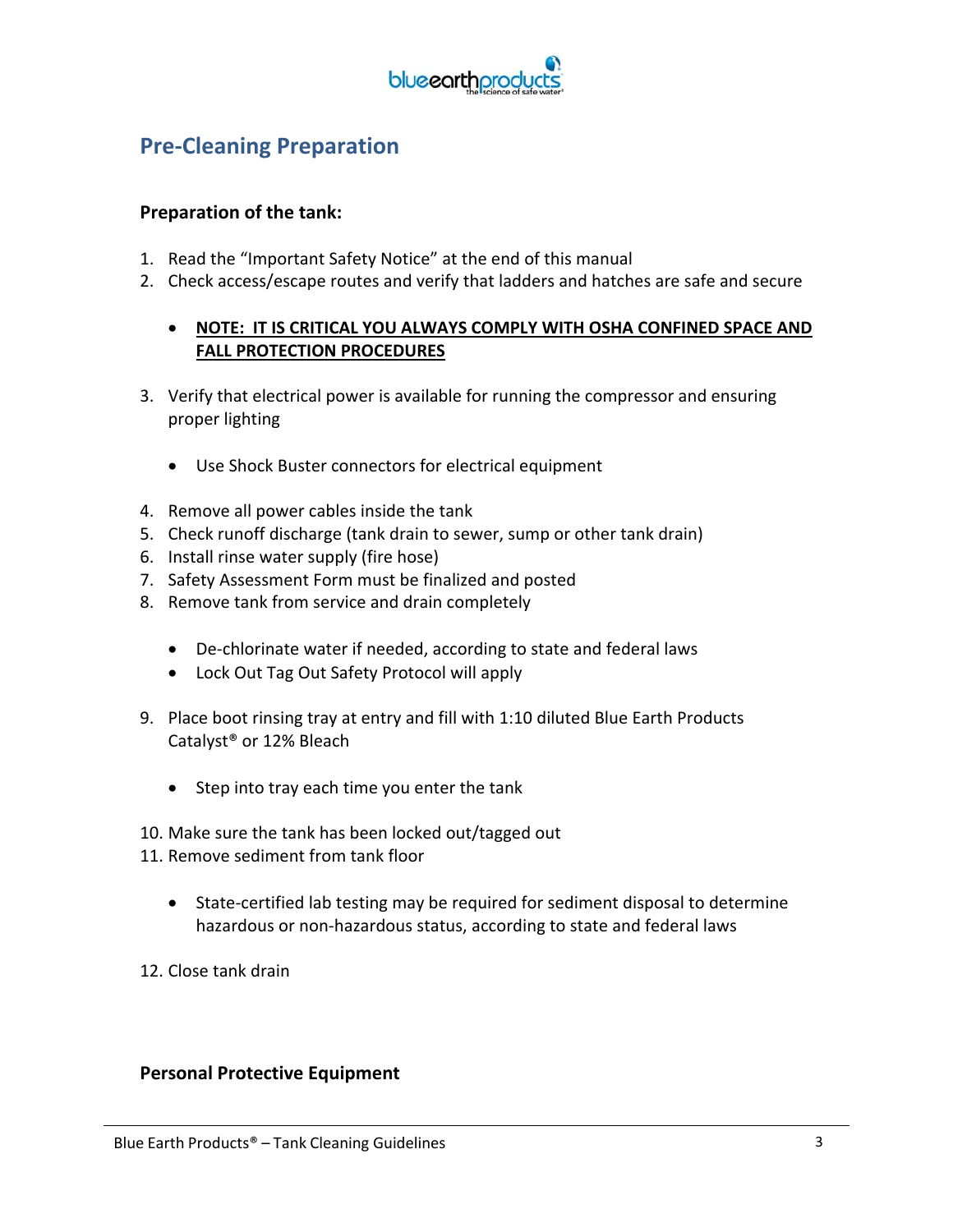## Pre-Cleaning Preparation

**Preparation of the tank:**

1. Read the "Important Safety Notice" at the end of this manual
2. Check access/escape routes and verify that ladders and hatches are safe and secure

    - **<u>NOTE: IT IS CRITICAL YOU ALWAYS COMPLY WITH OSHA CONFINED SPACE AND FALL PROTECTION PROCEDURES</u>**

3. Verify that electrical power is available for running the compressor and ensuring proper lighting

    - Use Shock Buster connectors for electrical equipment

4. Remove all power cables inside the tank
5. Check runoff discharge (tank drain to sewer, sump or other tank drain)
6. Install rinse water supply (fire hose)
7. Safety Assessment Form must be finalized and posted
8. Remove tank from service and drain completely

    - De-chlorinate water if needed, according to state and federal laws
    - Lock Out Tag Out Safety Protocol will apply

9. Place boot rinsing tray at entry and fill with 1:10 diluted Blue Earth Products Catalyst® or 12% Bleach

    - Step into tray each time you enter the tank

10. Make sure the tank has been locked out/tagged out
11. Remove sediment from tank floor

    - State-certified lab testing may be required for sediment disposal to determine hazardous or non-hazardous status, according to state and federal laws

12. Close tank drain

**Personal Protective Equipment**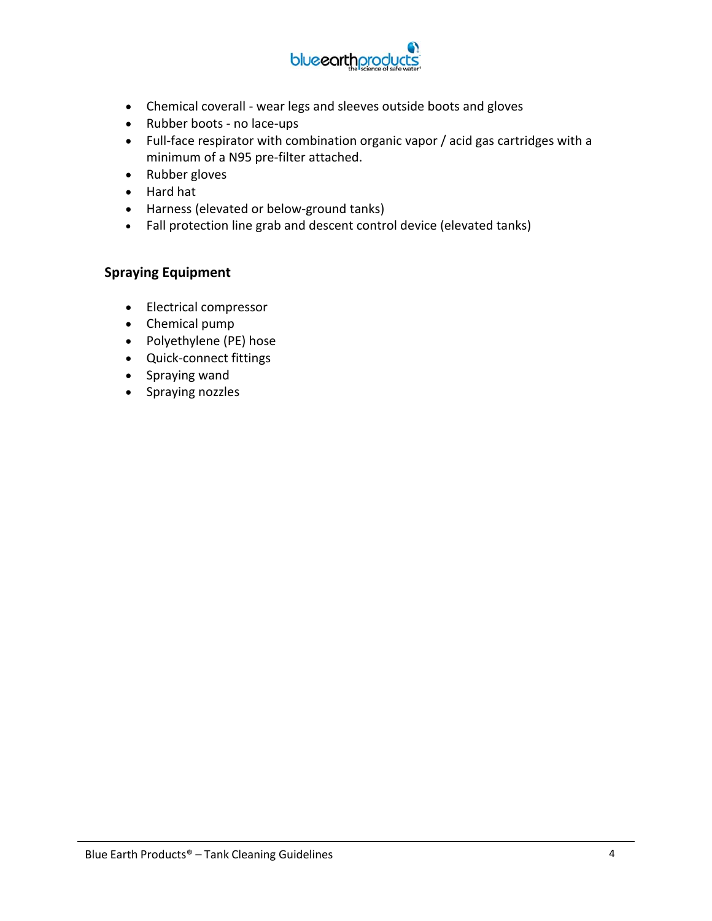- Chemical coverall - wear legs and sleeves outside boots and gloves
- Rubber boots - no lace-ups
- Full-face respirator with combination organic vapor / acid gas cartridges with a minimum of a N95 pre-filter attached.
- Rubber gloves
- Hard hat
- Harness (elevated or below-ground tanks)
- Fall protection line grab and descent control device (elevated tanks)

### Spraying Equipment

- Electrical compressor
- Chemical pump
- Polyethylene (PE) hose
- Quick-connect fittings
- Spraying wand
- Spraying nozzles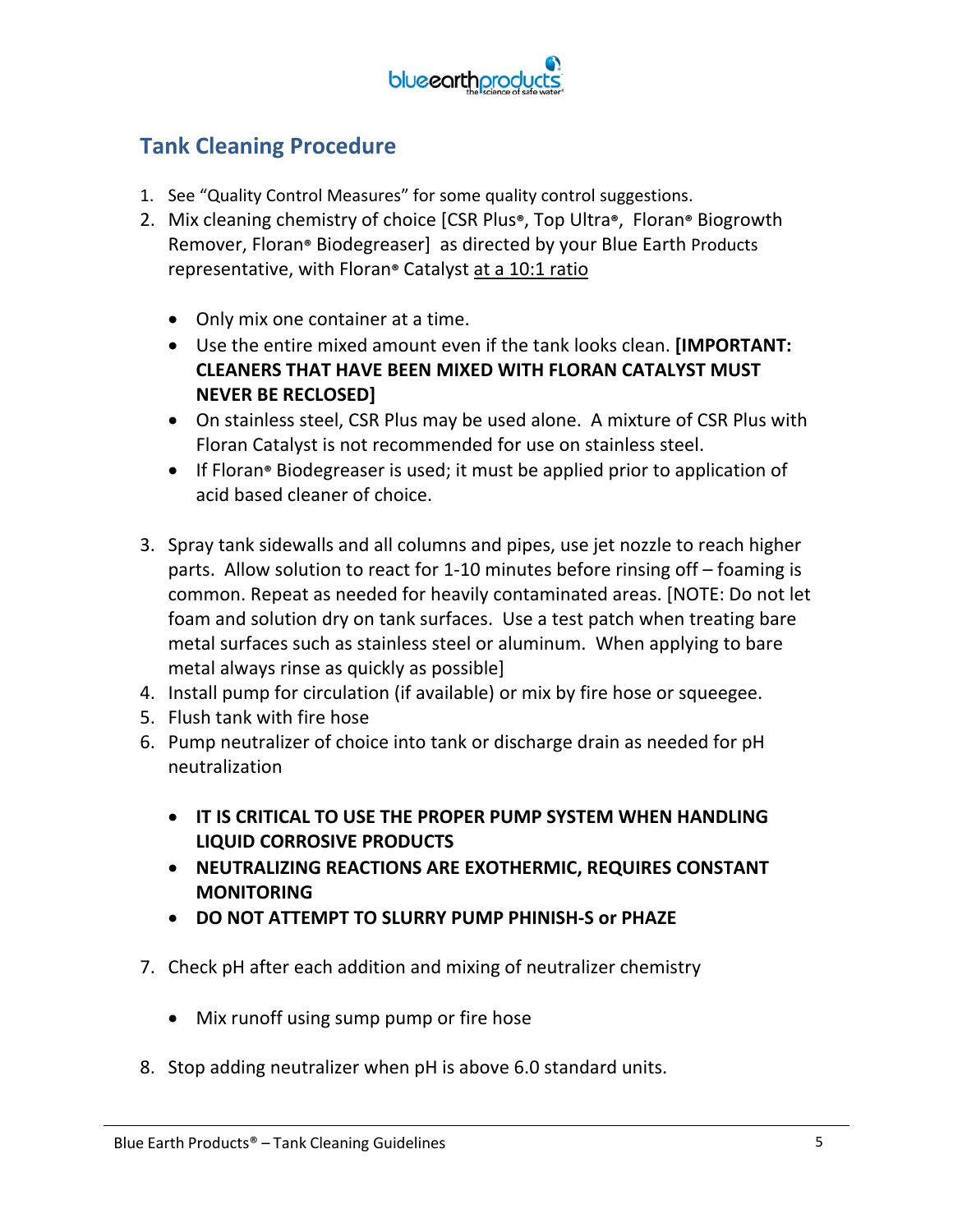## Tank Cleaning Procedure

1. See "Quality Control Measures" for some quality control suggestions.
2. Mix cleaning chemistry of choice [CSR Plus®, Top Ultra®, Floran® Biogrowth Remover, Floran® Biodegreaser] as directed by your Blue Earth Products representative, with Floran® Catalyst at a 10:1 ratio
   - Only mix one container at a time.
   - Use the entire mixed amount even if the tank looks clean. **[IMPORTANT: CLEANERS THAT HAVE BEEN MIXED WITH FLORAN CATALYST MUST NEVER BE RECLOSED]**
   - On stainless steel, CSR Plus may be used alone. A mixture of CSR Plus with Floran Catalyst is not recommended for use on stainless steel.
   - If Floran® Biodegreaser is used; it must be applied prior to application of acid based cleaner of choice.
3. Spray tank sidewalls and all columns and pipes, use jet nozzle to reach higher parts. Allow solution to react for 1-10 minutes before rinsing off – foaming is common. Repeat as needed for heavily contaminated areas. [NOTE: Do not let foam and solution dry on tank surfaces. Use a test patch when treating bare metal surfaces such as stainless steel or aluminum. When applying to bare metal always rinse as quickly as possible]
4. Install pump for circulation (if available) or mix by fire hose or squeegee.
5. Flush tank with fire hose
6. Pump neutralizer of choice into tank or discharge drain as needed for pH neutralization
   - **IT IS CRITICAL TO USE THE PROPER PUMP SYSTEM WHEN HANDLING LIQUID CORROSIVE PRODUCTS**
   - **NEUTRALIZING REACTIONS ARE EXOTHERMIC, REQUIRES CONSTANT MONITORING**
   - **DO NOT ATTEMPT TO SLURRY PUMP PHINISH-S or PHAZE**
7. Check pH after each addition and mixing of neutralizer chemistry
   - Mix runoff using sump pump or fire hose
8. Stop adding neutralizer when pH is above 6.0 standard units.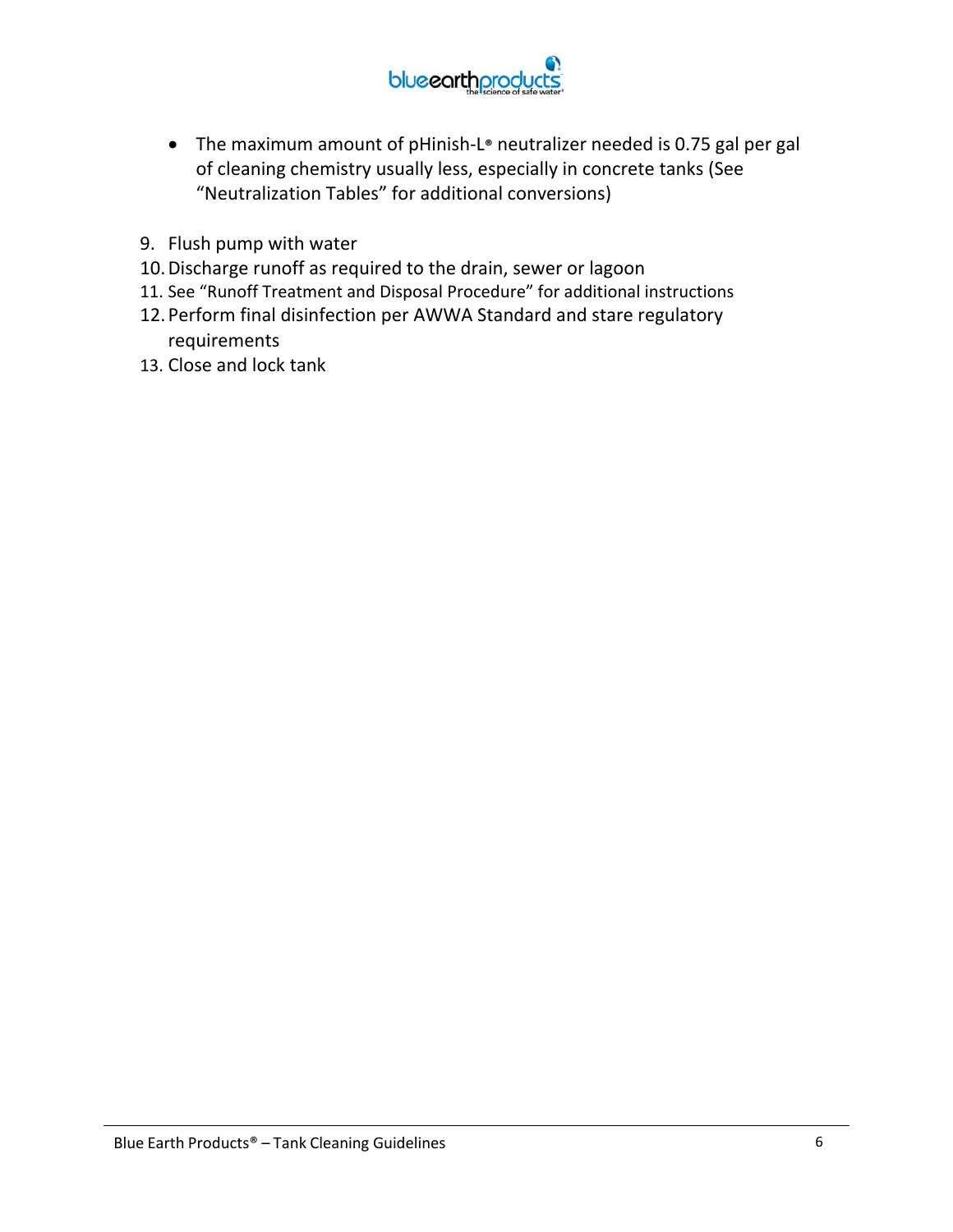- The maximum amount of pHinish-L® neutralizer needed is 0.75 gal per gal of cleaning chemistry usually less, especially in concrete tanks (See "Neutralization Tables" for additional conversions)

9. Flush pump with water
10. Discharge runoff as required to the drain, sewer or lagoon
11. See "Runoff Treatment and Disposal Procedure" for additional instructions
12. Perform final disinfection per AWWA Standard and stare regulatory requirements
13. Close and lock tank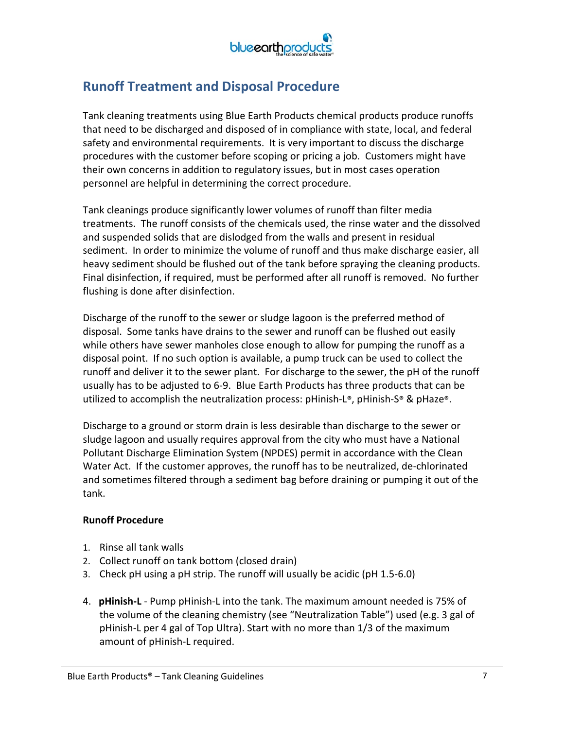## Runoff Treatment and Disposal Procedure

Tank cleaning treatments using Blue Earth Products chemical products produce runoffs that need to be discharged and disposed of in compliance with state, local, and federal safety and environmental requirements. It is very important to discuss the discharge procedures with the customer before scoping or pricing a job. Customers might have their own concerns in addition to regulatory issues, but in most cases operation personnel are helpful in determining the correct procedure.

Tank cleanings produce significantly lower volumes of runoff than filter media treatments. The runoff consists of the chemicals used, the rinse water and the dissolved and suspended solids that are dislodged from the walls and present in residual sediment. In order to minimize the volume of runoff and thus make discharge easier, all heavy sediment should be flushed out of the tank before spraying the cleaning products. Final disinfection, if required, must be performed after all runoff is removed. No further flushing is done after disinfection.

Discharge of the runoff to the sewer or sludge lagoon is the preferred method of disposal. Some tanks have drains to the sewer and runoff can be flushed out easily while others have sewer manholes close enough to allow for pumping the runoff as a disposal point. If no such option is available, a pump truck can be used to collect the runoff and deliver it to the sewer plant. For discharge to the sewer, the pH of the runoff usually has to be adjusted to 6-9. Blue Earth Products has three products that can be utilized to accomplish the neutralization process: pHinish-L®, pHinish-S® & pHaze®.

Discharge to a ground or storm drain is less desirable than discharge to the sewer or sludge lagoon and usually requires approval from the city who must have a National Pollutant Discharge Elimination System (NPDES) permit in accordance with the Clean Water Act. If the customer approves, the runoff has to be neutralized, de-chlorinated and sometimes filtered through a sediment bag before draining or pumping it out of the tank.

**Runoff Procedure**

1. Rinse all tank walls
2. Collect runoff on tank bottom (closed drain)
3. Check pH using a pH strip. The runoff will usually be acidic (pH 1.5-6.0)
4. **pHinish-L** - Pump pHinish-L into the tank. The maximum amount needed is 75% of the volume of the cleaning chemistry (see "Neutralization Table") used (e.g. 3 gal of pHinish-L per 4 gal of Top Ultra). Start with no more than 1/3 of the maximum amount of pHinish-L required.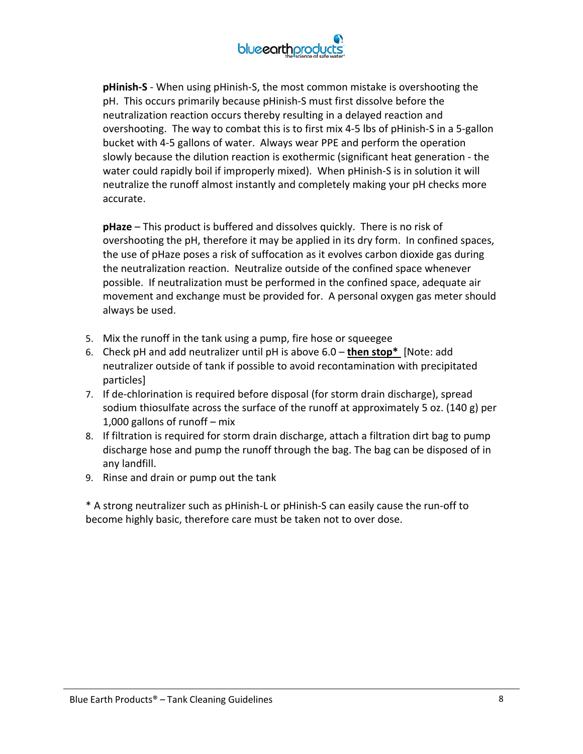**pHinish-S** - When using pHinish-S, the most common mistake is overshooting the pH. This occurs primarily because pHinish-S must first dissolve before the neutralization reaction occurs thereby resulting in a delayed reaction and overshooting. The way to combat this is to first mix 4-5 lbs of pHinish-S in a 5-gallon bucket with 4-5 gallons of water. Always wear PPE and perform the operation slowly because the dilution reaction is exothermic (significant heat generation - the water could rapidly boil if improperly mixed). When pHinish-S is in solution it will neutralize the runoff almost instantly and completely making your pH checks more accurate.

**pHaze** – This product is buffered and dissolves quickly. There is no risk of overshooting the pH, therefore it may be applied in its dry form. In confined spaces, the use of pHaze poses a risk of suffocation as it evolves carbon dioxide gas during the neutralization reaction. Neutralize outside of the confined space whenever possible. If neutralization must be performed in the confined space, adequate air movement and exchange must be provided for. A personal oxygen gas meter should always be used.

5. Mix the runoff in the tank using a pump, fire hose or squeegee
6. Check pH and add neutralizer until pH is above 6.0 – **then stop*** [Note: add neutralizer outside of tank if possible to avoid recontamination with precipitated particles]
7. If de-chlorination is required before disposal (for storm drain discharge), spread sodium thiosulfate across the surface of the runoff at approximately 5 oz. (140 g) per 1,000 gallons of runoff – mix
8. If filtration is required for storm drain discharge, attach a filtration dirt bag to pump discharge hose and pump the runoff through the bag. The bag can be disposed of in any landfill.
9. Rinse and drain or pump out the tank

* A strong neutralizer such as pHinish-L or pHinish-S can easily cause the run-off to become highly basic, therefore care must be taken not to over dose.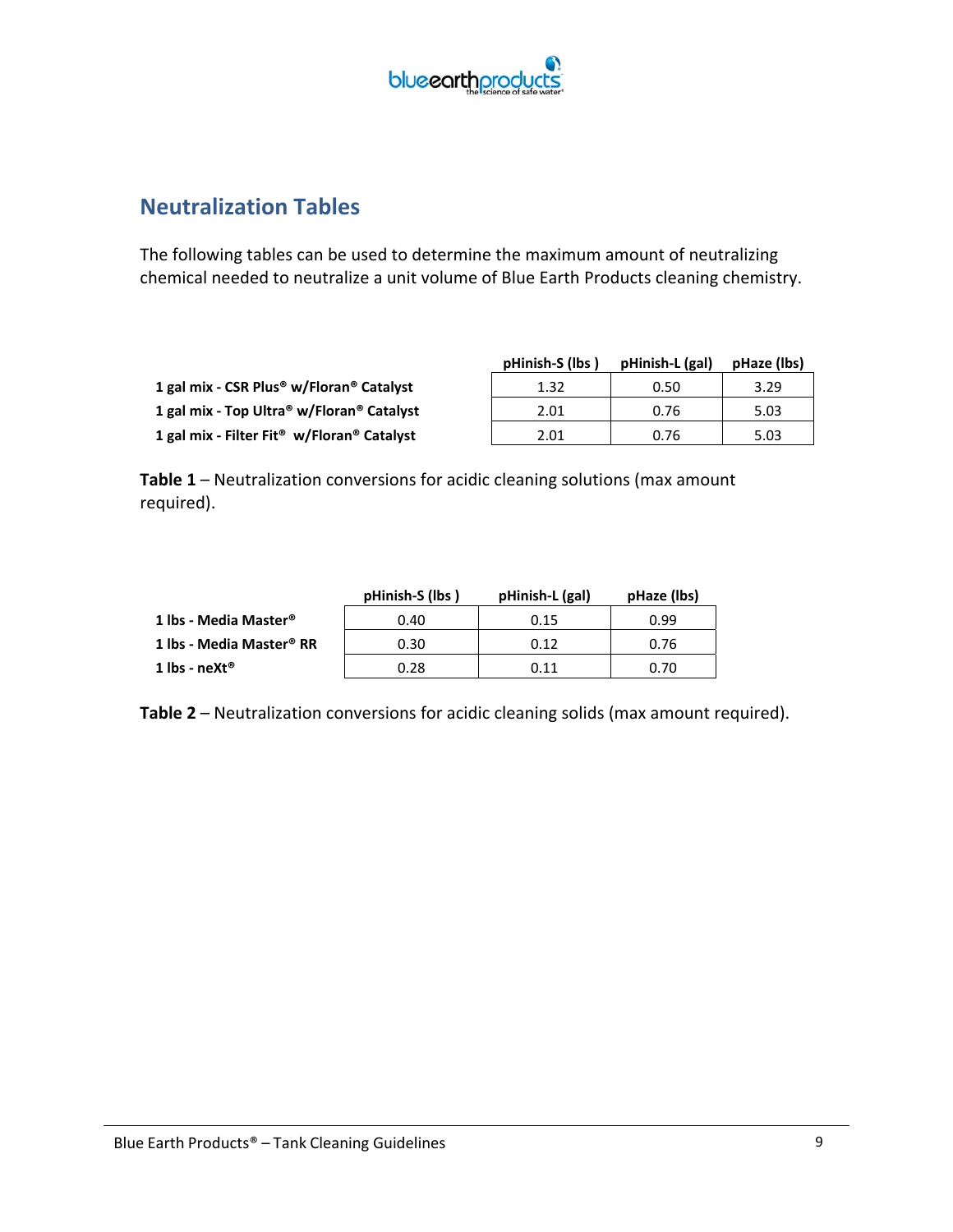## Neutralization Tables

The following tables can be used to determine the maximum amount of neutralizing chemical needed to neutralize a unit volume of Blue Earth Products cleaning chemistry.

| | pHinish-S (lbs ) | pHinish-L (gal) | pHaze (lbs) |
|---|---|---|---|
| **1 gal mix - CSR Plus® w/Floran® Catalyst** | 1.32 | 0.50 | 3.29 |
| **1 gal mix - Top Ultra® w/Floran® Catalyst** | 2.01 | 0.76 | 5.03 |
| **1 gal mix - Filter Fit® w/Floran® Catalyst** | 2.01 | 0.76 | 5.03 |

**Table 1** – Neutralization conversions for acidic cleaning solutions (max amount required).

| | pHinish-S (lbs ) | pHinish-L (gal) | pHaze (lbs) |
|---|---|---|---|
| **1 lbs - Media Master®** | 0.40 | 0.15 | 0.99 |
| **1 lbs - Media Master® RR** | 0.30 | 0.12 | 0.76 |
| **1 lbs - neXt®** | 0.28 | 0.11 | 0.70 |

**Table 2** – Neutralization conversions for acidic cleaning solids (max amount required).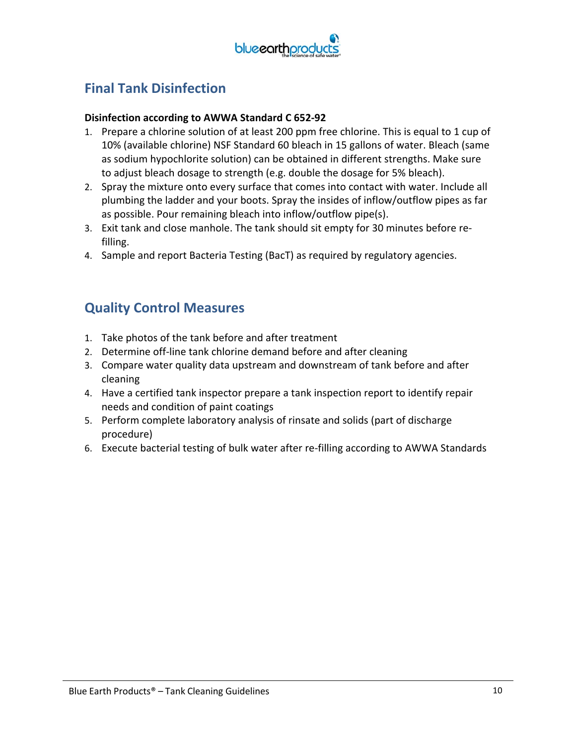## Final Tank Disinfection

**Disinfection according to AWWA Standard C 652-92**

1. Prepare a chlorine solution of at least 200 ppm free chlorine. This is equal to 1 cup of 10% (available chlorine) NSF Standard 60 bleach in 15 gallons of water. Bleach (same as sodium hypochlorite solution) can be obtained in different strengths. Make sure to adjust bleach dosage to strength (e.g. double the dosage for 5% bleach).
2. Spray the mixture onto every surface that comes into contact with water. Include all plumbing the ladder and your boots. Spray the insides of inflow/outflow pipes as far as possible. Pour remaining bleach into inflow/outflow pipe(s).
3. Exit tank and close manhole. The tank should sit empty for 30 minutes before re-filling.
4. Sample and report Bacteria Testing (BacT) as required by regulatory agencies.

## Quality Control Measures

1. Take photos of the tank before and after treatment
2. Determine off-line tank chlorine demand before and after cleaning
3. Compare water quality data upstream and downstream of tank before and after cleaning
4. Have a certified tank inspector prepare a tank inspection report to identify repair needs and condition of paint coatings
5. Perform complete laboratory analysis of rinsate and solids (part of discharge procedure)
6. Execute bacterial testing of bulk water after re-filling according to AWWA Standards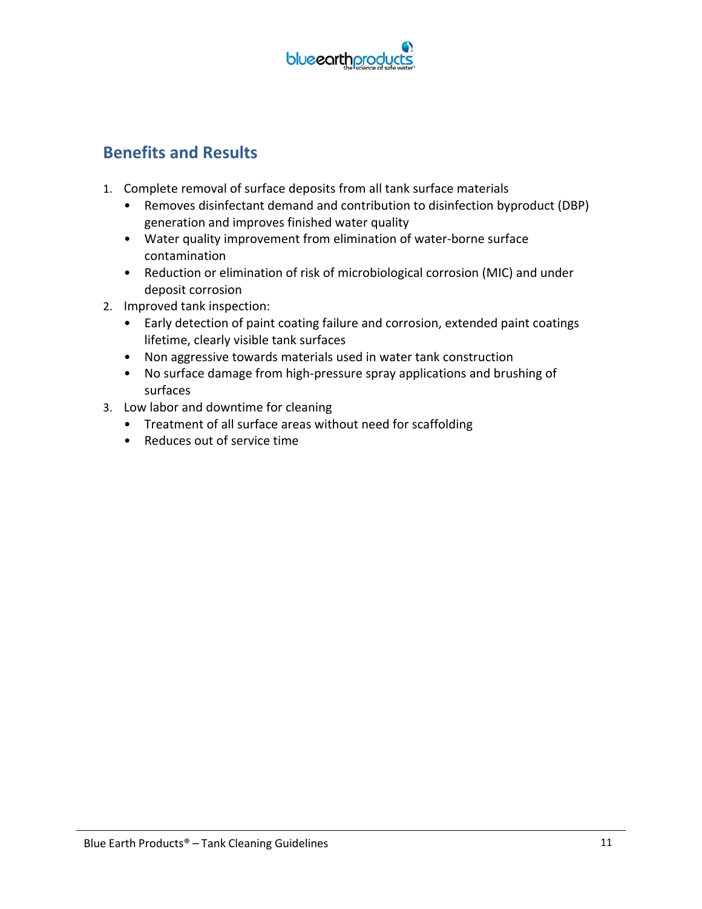## Benefits and Results

1. Complete removal of surface deposits from all tank surface materials
   - Removes disinfectant demand and contribution to disinfection byproduct (DBP) generation and improves finished water quality
   - Water quality improvement from elimination of water-borne surface contamination
   - Reduction or elimination of risk of microbiological corrosion (MIC) and under deposit corrosion
2. Improved tank inspection:
   - Early detection of paint coating failure and corrosion, extended paint coatings lifetime, clearly visible tank surfaces
   - Non aggressive towards materials used in water tank construction
   - No surface damage from high-pressure spray applications and brushing of surfaces
3. Low labor and downtime for cleaning
   - Treatment of all surface areas without need for scaffolding
   - Reduces out of service time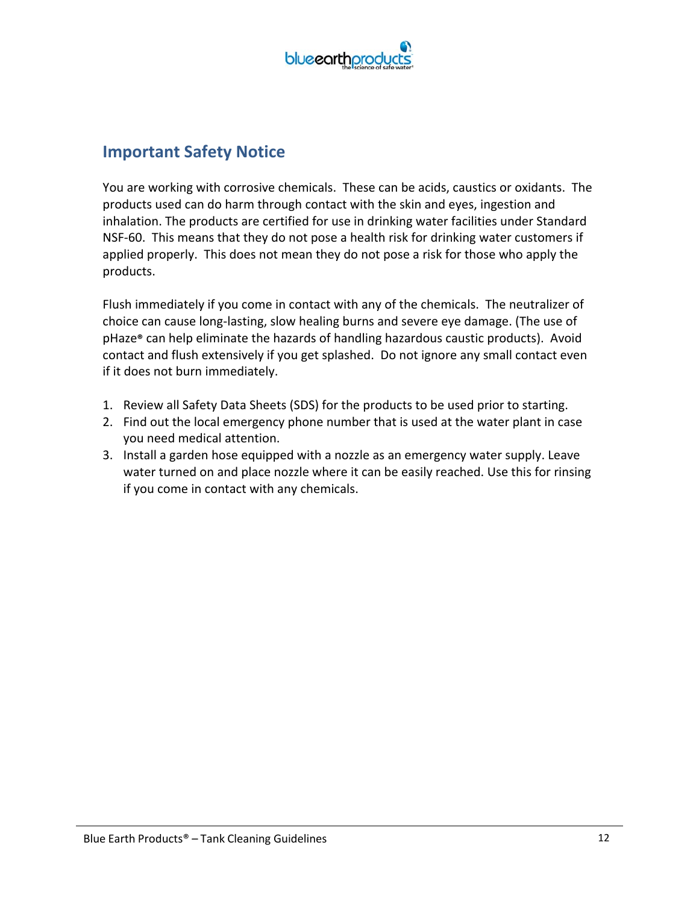## Important Safety Notice

You are working with corrosive chemicals. These can be acids, caustics or oxidants. The products used can do harm through contact with the skin and eyes, ingestion and inhalation. The products are certified for use in drinking water facilities under Standard NSF-60. This means that they do not pose a health risk for drinking water customers if applied properly. This does not mean they do not pose a risk for those who apply the products.

Flush immediately if you come in contact with any of the chemicals. The neutralizer of choice can cause long-lasting, slow healing burns and severe eye damage. (The use of pHaze® can help eliminate the hazards of handling hazardous caustic products). Avoid contact and flush extensively if you get splashed. Do not ignore any small contact even if it does not burn immediately.

1. Review all Safety Data Sheets (SDS) for the products to be used prior to starting.
2. Find out the local emergency phone number that is used at the water plant in case you need medical attention.
3. Install a garden hose equipped with a nozzle as an emergency water supply. Leave water turned on and place nozzle where it can be easily reached. Use this for rinsing if you come in contact with any chemicals.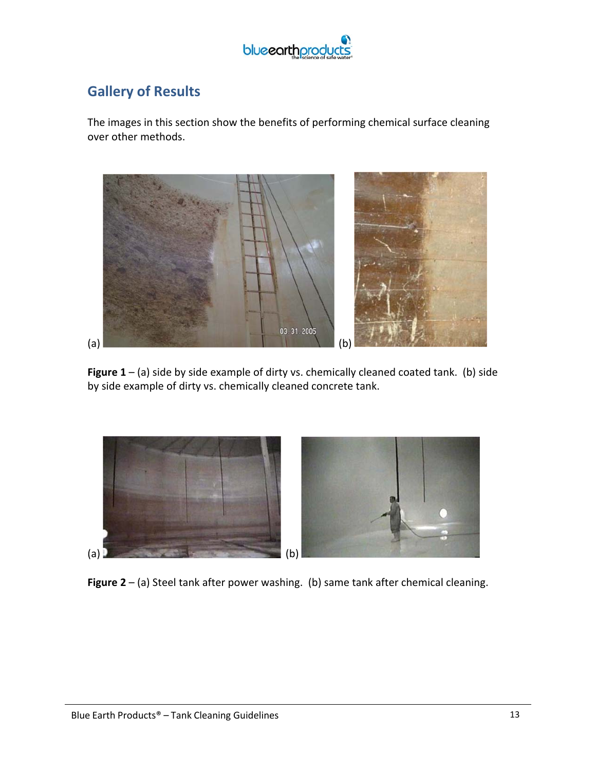## Gallery of Results

The images in this section show the benefits of performing chemical surface cleaning over other methods.

(a) (b)

**Figure 1** – (a) side by side example of dirty vs. chemically cleaned coated tank. (b) side by side example of dirty vs. chemically cleaned concrete tank.

(a) (b)

**Figure 2** – (a) Steel tank after power washing. (b) same tank after chemical cleaning.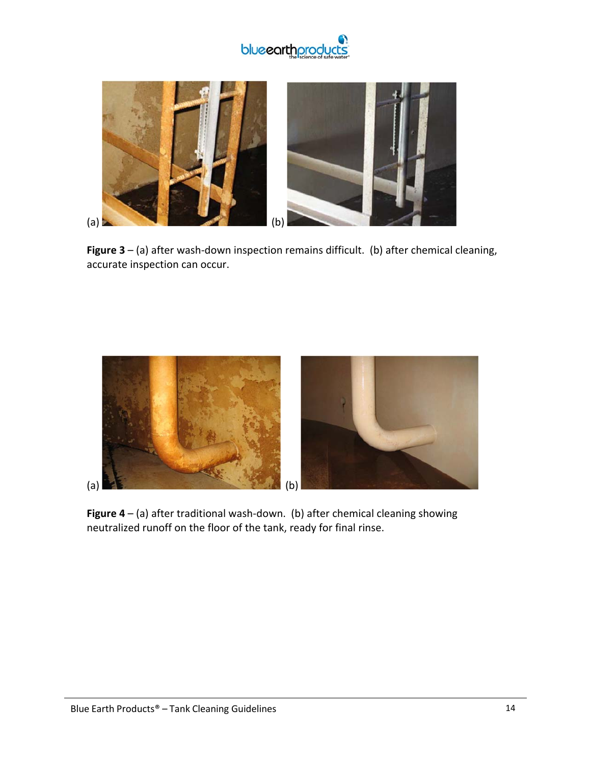(a) (b)

**Figure 3** – (a) after wash-down inspection remains difficult. (b) after chemical cleaning, accurate inspection can occur.

(a) (b)

**Figure 4** – (a) after traditional wash-down. (b) after chemical cleaning showing neutralized runoff on the floor of the tank, ready for final rinse.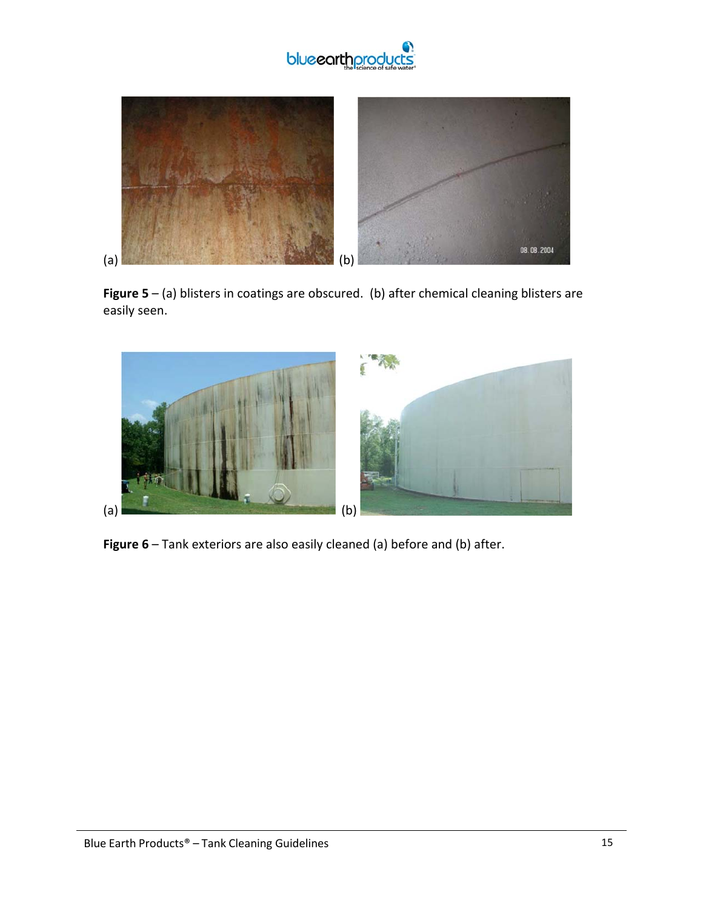(a) (b)

**Figure 5** – (a) blisters in coatings are obscured. (b) after chemical cleaning blisters are easily seen.

(a) (b)

**Figure 6** – Tank exteriors are also easily cleaned (a) before and (b) after.